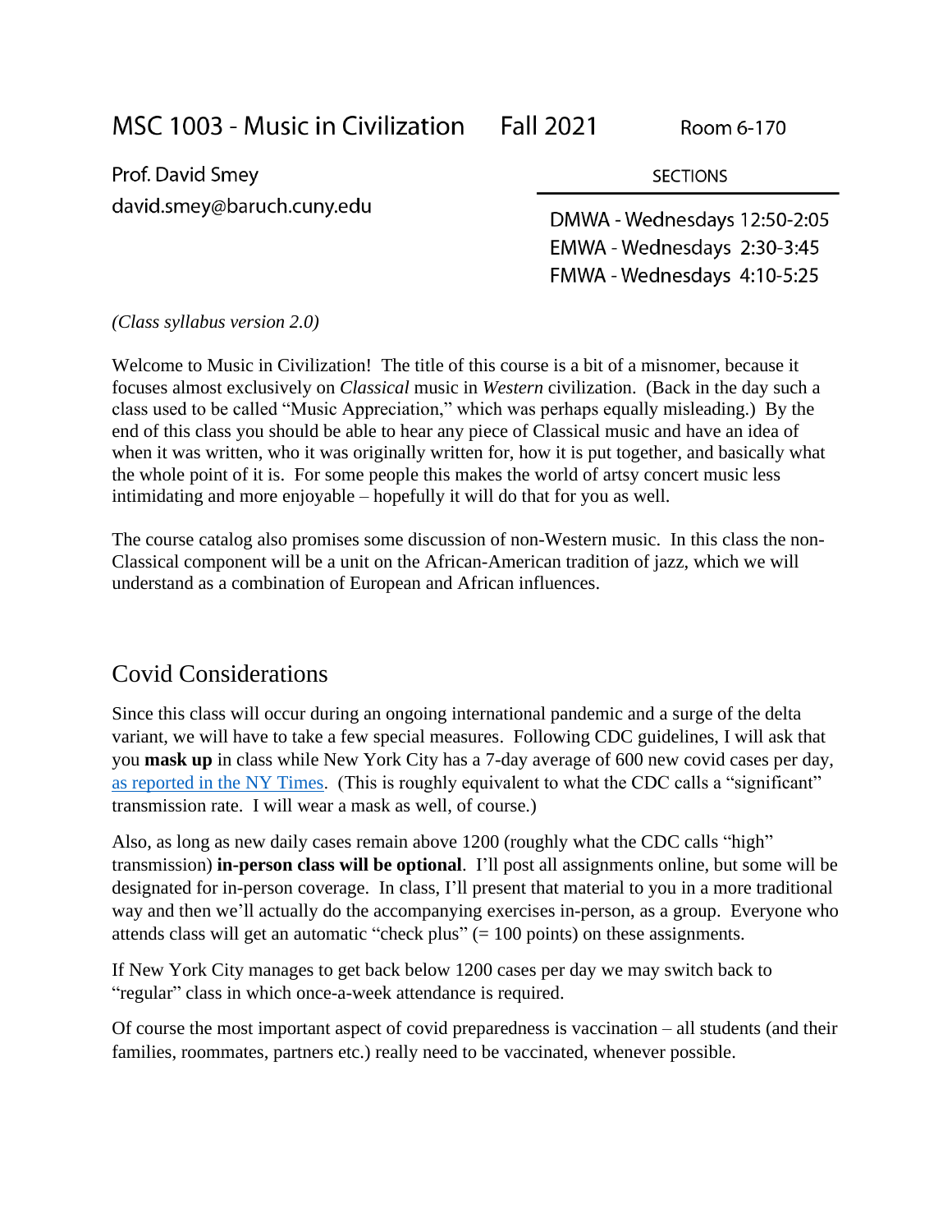# MSC 1003 - Music in Civilization  Fall 2021  Room 6-170

Prof. David Smey
david.smey@baruch.cuny.edu

| SECTIONS |
|---|
| DMWA - Wednesdays 12:50-2:05 |
| EMWA - Wednesdays 2:30-3:45 |
| FMWA - Wednesdays 4:10-5:25 |

*(Class syllabus version 2.0)*

Welcome to Music in Civilization! The title of this course is a bit of a misnomer, because it focuses almost exclusively on *Classical* music in *Western* civilization. (Back in the day such a class used to be called "Music Appreciation," which was perhaps equally misleading.) By the end of this class you should be able to hear any piece of Classical music and have an idea of when it was written, who it was originally written for, how it is put together, and basically what the whole point of it is. For some people this makes the world of artsy concert music less intimidating and more enjoyable – hopefully it will do that for you as well.

The course catalog also promises some discussion of non-Western music. In this class the non-Classical component will be a unit on the African-American tradition of jazz, which we will understand as a combination of European and African influences.

## Covid Considerations

Since this class will occur during an ongoing international pandemic and a surge of the delta variant, we will have to take a few special measures. Following CDC guidelines, I will ask that you **mask up** in class while New York City has a 7-day average of 600 new covid cases per day, as reported in the NY Times. (This is roughly equivalent to what the CDC calls a "significant" transmission rate. I will wear a mask as well, of course.)

Also, as long as new daily cases remain above 1200 (roughly what the CDC calls "high" transmission) **in-person class will be optional**. I'll post all assignments online, but some will be designated for in-person coverage. In class, I'll present that material to you in a more traditional way and then we'll actually do the accompanying exercises in-person, as a group. Everyone who attends class will get an automatic "check plus" (= 100 points) on these assignments.

If New York City manages to get back below 1200 cases per day we may switch back to "regular" class in which once-a-week attendance is required.

Of course the most important aspect of covid preparedness is vaccination – all students (and their families, roommates, partners etc.) really need to be vaccinated, whenever possible.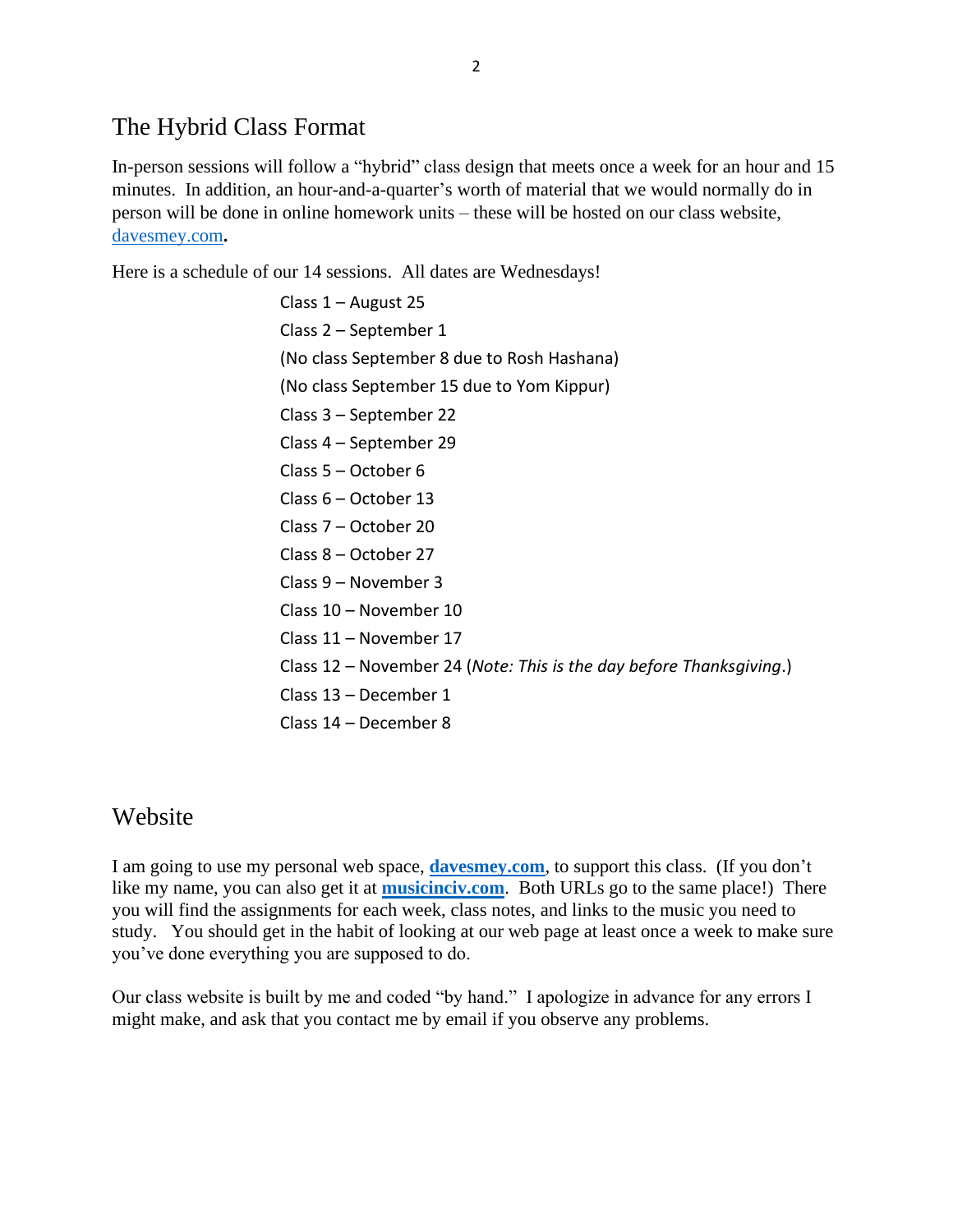## The Hybrid Class Format

In-person sessions will follow a "hybrid" class design that meets once a week for an hour and 15 minutes. In addition, an hour-and-a-quarter's worth of material that we would normally do in person will be done in online homework units – these will be hosted on our class website, [davesmey.com](davesmey.com)**.**

Here is a schedule of our 14 sessions. All dates are Wednesdays!

Class 1 – August 25
Class 2 – September 1
(No class September 8 due to Rosh Hashana)
(No class September 15 due to Yom Kippur)
Class 3 – September 22
Class 4 – September 29
Class 5 – October 6
Class 6 – October 13
Class 7 – October 20
Class 8 – October 27
Class 9 – November 3
Class 10 – November 10
Class 11 – November 17
Class 12 – November 24 (*Note: This is the day before Thanksgiving*.)
Class 13 – December 1
Class 14 – December 8

## Website

I am going to use my personal web space, **[davesmey.com](davesmey.com)**, to support this class. (If you don't like my name, you can also get it at **[musicinciv.com](musicinciv.com)**. Both URLs go to the same place!) There you will find the assignments for each week, class notes, and links to the music you need to study. You should get in the habit of looking at our web page at least once a week to make sure you've done everything you are supposed to do.

Our class website is built by me and coded "by hand." I apologize in advance for any errors I might make, and ask that you contact me by email if you observe any problems.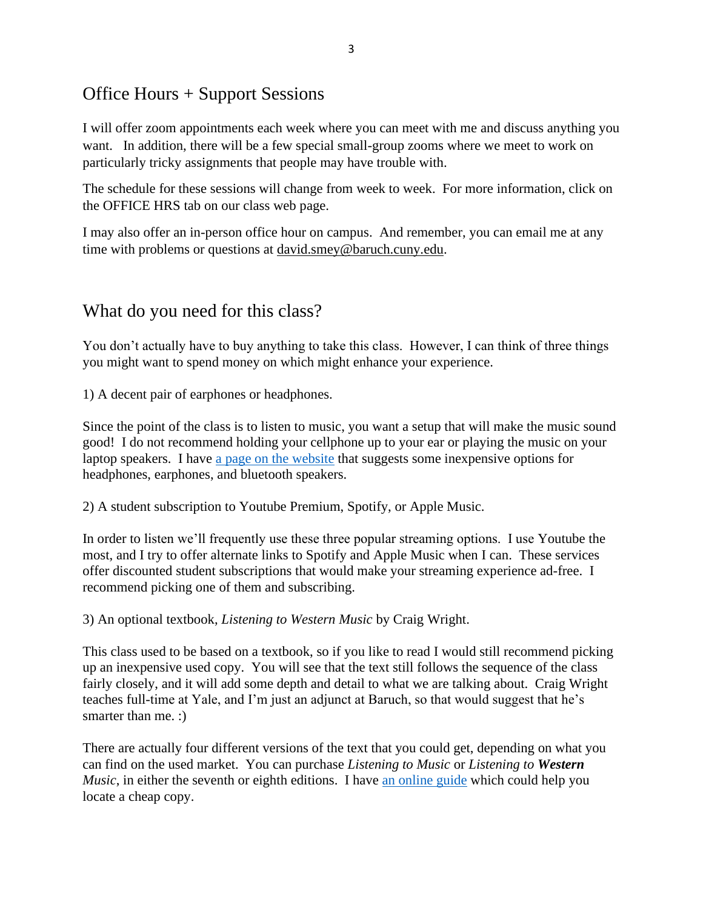## Office Hours + Support Sessions

I will offer zoom appointments each week where you can meet with me and discuss anything you want. In addition, there will be a few special small-group zooms where we meet to work on particularly tricky assignments that people may have trouble with.

The schedule for these sessions will change from week to week. For more information, click on the OFFICE HRS tab on our class web page.

I may also offer an in-person office hour on campus. And remember, you can email me at any time with problems or questions at david.smey@baruch.cuny.edu.

## What do you need for this class?

You don't actually have to buy anything to take this class. However, I can think of three things you might want to spend money on which might enhance your experience.

1) A decent pair of earphones or headphones.

Since the point of the class is to listen to music, you want a setup that will make the music sound good! I do not recommend holding your cellphone up to your ear or playing the music on your laptop speakers. I have a page on the website that suggests some inexpensive options for headphones, earphones, and bluetooth speakers.

2) A student subscription to Youtube Premium, Spotify, or Apple Music.

In order to listen we'll frequently use these three popular streaming options. I use Youtube the most, and I try to offer alternate links to Spotify and Apple Music when I can. These services offer discounted student subscriptions that would make your streaming experience ad-free. I recommend picking one of them and subscribing.

3) An optional textbook, *Listening to Western Music* by Craig Wright.

This class used to be based on a textbook, so if you like to read I would still recommend picking up an inexpensive used copy. You will see that the text still follows the sequence of the class fairly closely, and it will add some depth and detail to what we are talking about. Craig Wright teaches full-time at Yale, and I'm just an adjunct at Baruch, so that would suggest that he's smarter than me. :)

There are actually four different versions of the text that you could get, depending on what you can find on the used market. You can purchase *Listening to Music* or *Listening to **Western** Music*, in either the seventh or eighth editions. I have an online guide which could help you locate a cheap copy.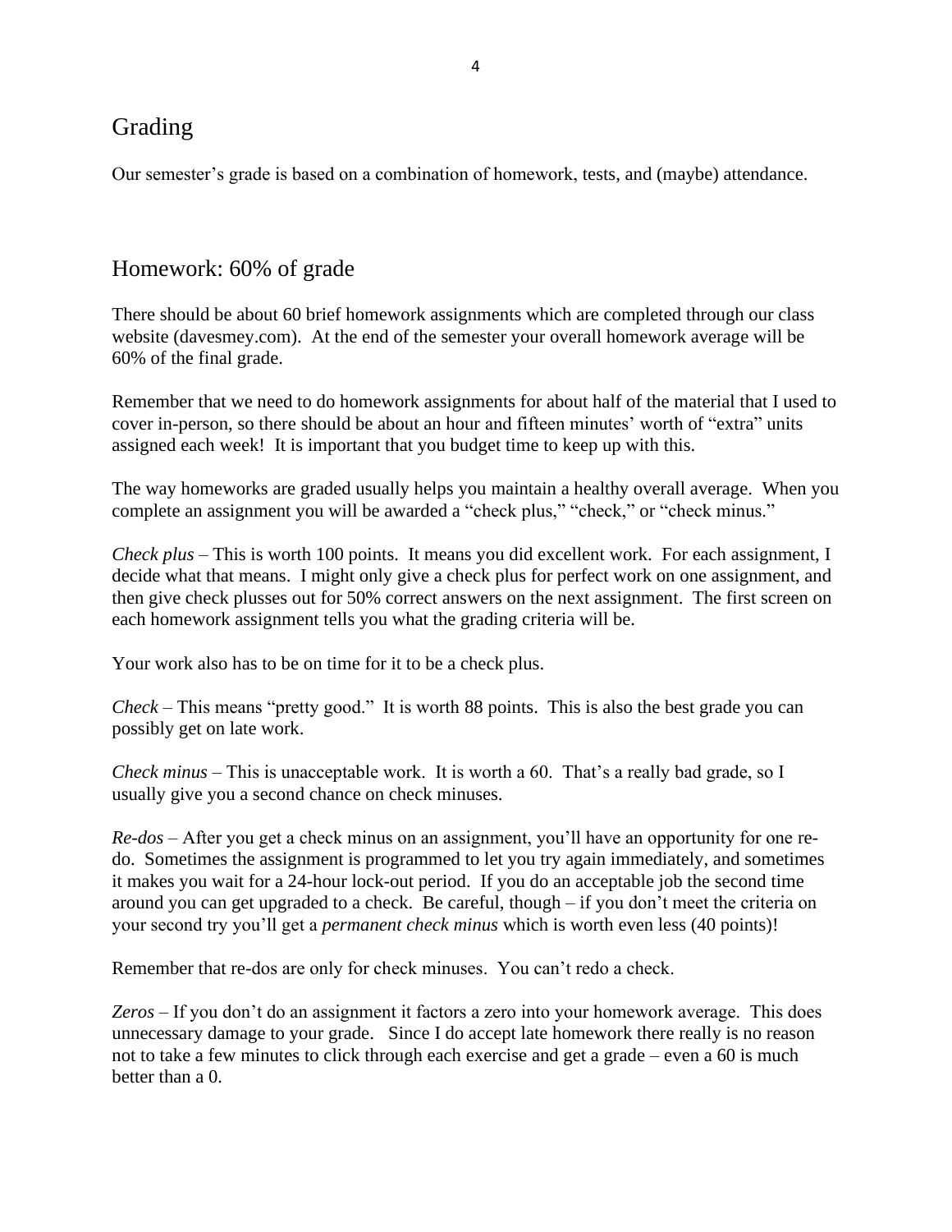## Grading

Our semester's grade is based on a combination of homework, tests, and (maybe) attendance.

## Homework: 60% of grade

There should be about 60 brief homework assignments which are completed through our class website (davesmey.com). At the end of the semester your overall homework average will be 60% of the final grade.

Remember that we need to do homework assignments for about half of the material that I used to cover in-person, so there should be about an hour and fifteen minutes' worth of "extra" units assigned each week! It is important that you budget time to keep up with this.

The way homeworks are graded usually helps you maintain a healthy overall average. When you complete an assignment you will be awarded a "check plus," "check," or "check minus."

*Check plus* – This is worth 100 points. It means you did excellent work. For each assignment, I decide what that means. I might only give a check plus for perfect work on one assignment, and then give check plusses out for 50% correct answers on the next assignment. The first screen on each homework assignment tells you what the grading criteria will be.

Your work also has to be on time for it to be a check plus.

*Check* – This means "pretty good." It is worth 88 points. This is also the best grade you can possibly get on late work.

*Check minus* – This is unacceptable work. It is worth a 60. That's a really bad grade, so I usually give you a second chance on check minuses.

*Re-dos* – After you get a check minus on an assignment, you'll have an opportunity for one re-do. Sometimes the assignment is programmed to let you try again immediately, and sometimes it makes you wait for a 24-hour lock-out period. If you do an acceptable job the second time around you can get upgraded to a check. Be careful, though – if you don't meet the criteria on your second try you'll get a *permanent check minus* which is worth even less (40 points)!

Remember that re-dos are only for check minuses. You can't redo a check.

*Zeros* – If you don't do an assignment it factors a zero into your homework average. This does unnecessary damage to your grade. Since I do accept late homework there really is no reason not to take a few minutes to click through each exercise and get a grade – even a 60 is much better than a 0.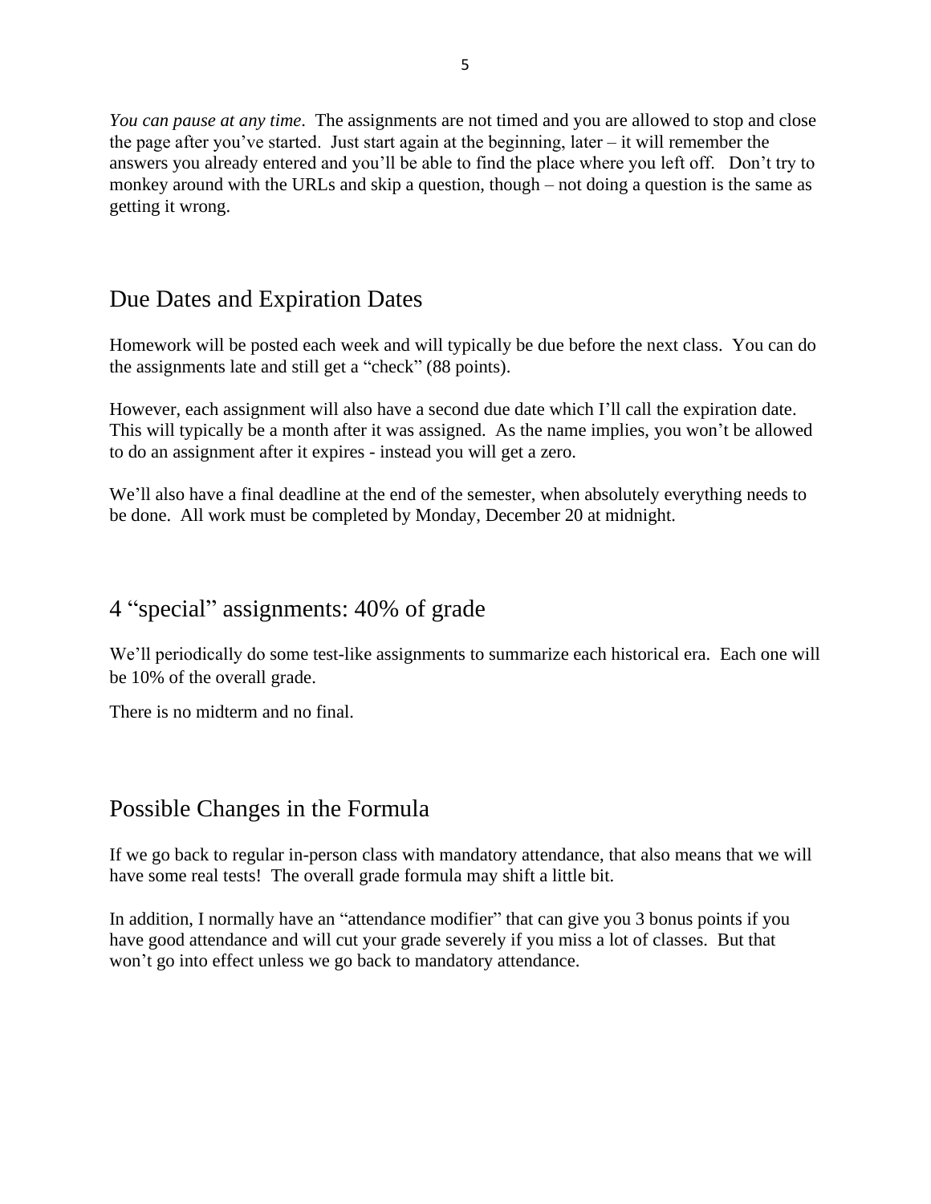*You can pause at any time*. The assignments are not timed and you are allowed to stop and close the page after you've started. Just start again at the beginning, later – it will remember the answers you already entered and you'll be able to find the place where you left off. Don't try to monkey around with the URLs and skip a question, though – not doing a question is the same as getting it wrong.

## Due Dates and Expiration Dates

Homework will be posted each week and will typically be due before the next class. You can do the assignments late and still get a "check" (88 points).

However, each assignment will also have a second due date which I'll call the expiration date. This will typically be a month after it was assigned. As the name implies, you won't be allowed to do an assignment after it expires - instead you will get a zero.

We'll also have a final deadline at the end of the semester, when absolutely everything needs to be done. All work must be completed by Monday, December 20 at midnight.

## 4 "special" assignments: 40% of grade

We'll periodically do some test-like assignments to summarize each historical era. Each one will be 10% of the overall grade.

There is no midterm and no final.

## Possible Changes in the Formula

If we go back to regular in-person class with mandatory attendance, that also means that we will have some real tests! The overall grade formula may shift a little bit.

In addition, I normally have an "attendance modifier" that can give you 3 bonus points if you have good attendance and will cut your grade severely if you miss a lot of classes. But that won't go into effect unless we go back to mandatory attendance.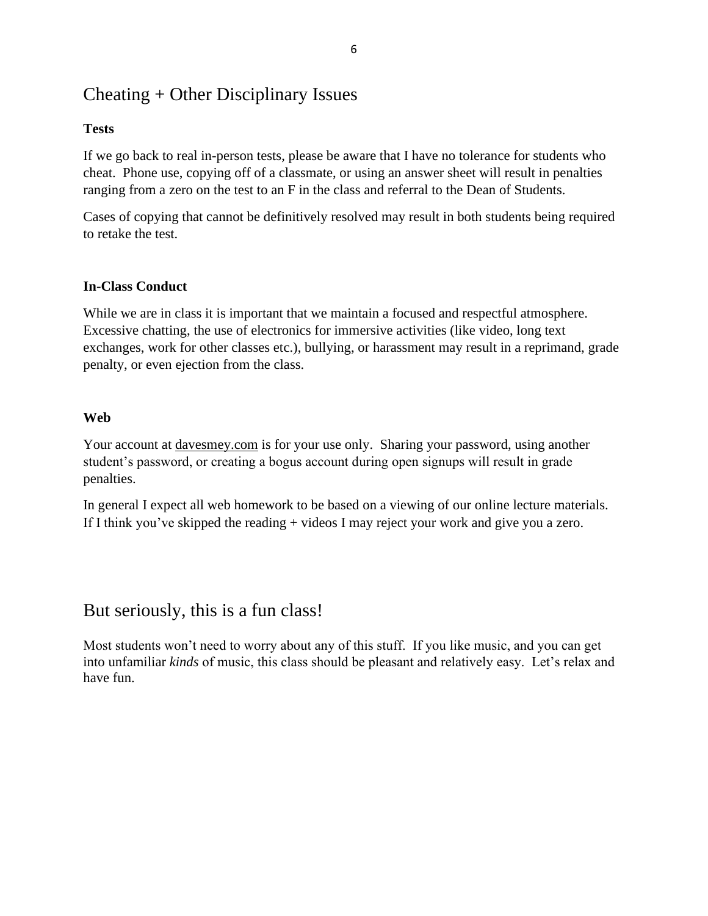# Cheating + Other Disciplinary Issues

**Tests**

If we go back to real in-person tests, please be aware that I have no tolerance for students who cheat. Phone use, copying off of a classmate, or using an answer sheet will result in penalties ranging from a zero on the test to an F in the class and referral to the Dean of Students.

Cases of copying that cannot be definitively resolved may result in both students being required to retake the test.

**In-Class Conduct**

While we are in class it is important that we maintain a focused and respectful atmosphere. Excessive chatting, the use of electronics for immersive activities (like video, long text exchanges, work for other classes etc.), bullying, or harassment may result in a reprimand, grade penalty, or even ejection from the class.

**Web**

Your account at davesmey.com is for your use only. Sharing your password, using another student's password, or creating a bogus account during open signups will result in grade penalties.

In general I expect all web homework to be based on a viewing of our online lecture materials. If I think you've skipped the reading + videos I may reject your work and give you a zero.

# But seriously, this is a fun class!

Most students won't need to worry about any of this stuff. If you like music, and you can get into unfamiliar *kinds* of music, this class should be pleasant and relatively easy. Let's relax and have fun.